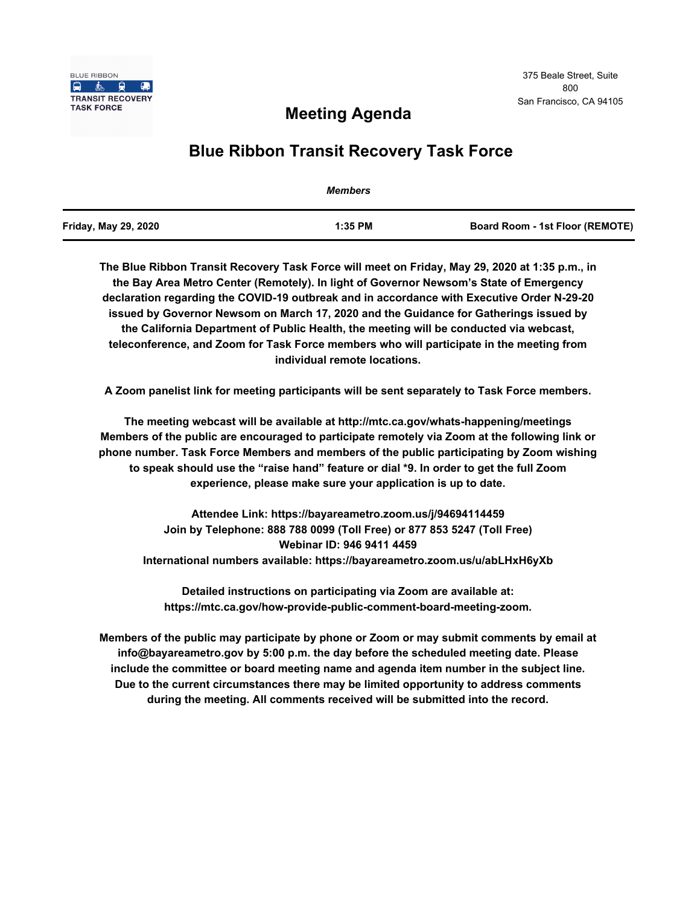BLUE RIBBON
TRANSIT RECOVERY TASK FORCE

375 Beale Street, Suite 800
San Francisco, CA 94105

# Meeting Agenda

## Blue Ribbon Transit Recovery Task Force

***Members***

| **Friday, May 29, 2020** | **1:35 PM** | **Board Room - 1st Floor (REMOTE)** |
|---|---|---|

**The Blue Ribbon Transit Recovery Task Force will meet on Friday, May 29, 2020 at 1:35 p.m., in the Bay Area Metro Center (Remotely). In light of Governor Newsom's State of Emergency declaration regarding the COVID-19 outbreak and in accordance with Executive Order N-29-20 issued by Governor Newsom on March 17, 2020 and the Guidance for Gatherings issued by the California Department of Public Health, the meeting will be conducted via webcast, teleconference, and Zoom for Task Force members who will participate in the meeting from individual remote locations.**

**A Zoom panelist link for meeting participants will be sent separately to Task Force members.**

**The meeting webcast will be available at http://mtc.ca.gov/whats-happening/meetings Members of the public are encouraged to participate remotely via Zoom at the following link or phone number. Task Force Members and members of the public participating by Zoom wishing to speak should use the "raise hand" feature or dial *9. In order to get the full Zoom experience, please make sure your application is up to date.**

**Attendee Link: https://bayareametro.zoom.us/j/94694114459**
**Join by Telephone: 888 788 0099 (Toll Free) or 877 853 5247 (Toll Free)**
**Webinar ID: 946 9411 4459**
**International numbers available: https://bayareametro.zoom.us/u/abLHxH6yXb**

**Detailed instructions on participating via Zoom are available at: https://mtc.ca.gov/how-provide-public-comment-board-meeting-zoom.**

**Members of the public may participate by phone or Zoom or may submit comments by email at info@bayareametro.gov by 5:00 p.m. the day before the scheduled meeting date. Please include the committee or board meeting name and agenda item number in the subject line. Due to the current circumstances there may be limited opportunity to address comments during the meeting. All comments received will be submitted into the record.**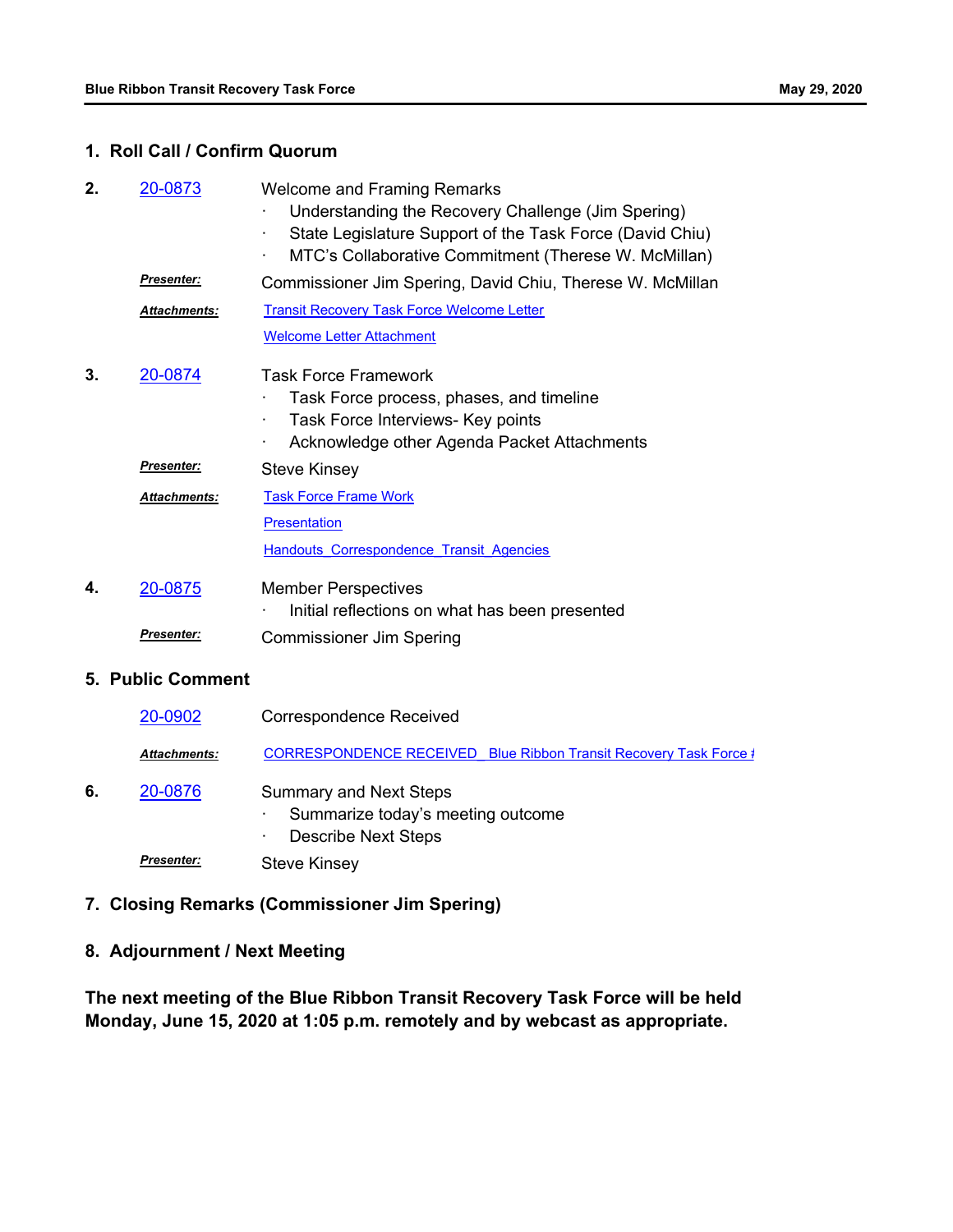## 1. Roll Call / Confirm Quorum

**2.** 20-0873 Welcome and Framing Remarks

- Understanding the Recovery Challenge (Jim Spering)
- State Legislature Support of the Task Force (David Chiu)
- MTC's Collaborative Commitment (Therese W. McMillan)

***Presenter:*** Commissioner Jim Spering, David Chiu, Therese W. McMillan

***Attachments:*** Transit Recovery Task Force Welcome Letter

Welcome Letter Attachment

**3.** 20-0874 Task Force Framework

- Task Force process, phases, and timeline
- Task Force Interviews- Key points
- Acknowledge other Agenda Packet Attachments

***Presenter:*** Steve Kinsey

***Attachments:*** Task Force Frame Work

Presentation

Handouts_Correspondence_Transit_Agencies

**4.** 20-0875 Member Perspectives

- Initial reflections on what has been presented

***Presenter:*** Commissioner Jim Spering

## 5. Public Comment

20-0902 Correspondence Received

***Attachments:*** CORRESPONDENCE RECEIVED_ Blue Ribbon Transit Recovery Task Force #

**6.** 20-0876 Summary and Next Steps

- Summarize today's meeting outcome
- Describe Next Steps

***Presenter:*** Steve Kinsey

## 7. Closing Remarks (Commissioner Jim Spering)

## 8. Adjournment / Next Meeting

**The next meeting of the Blue Ribbon Transit Recovery Task Force will be held Monday, June 15, 2020 at 1:05 p.m. remotely and by webcast as appropriate.**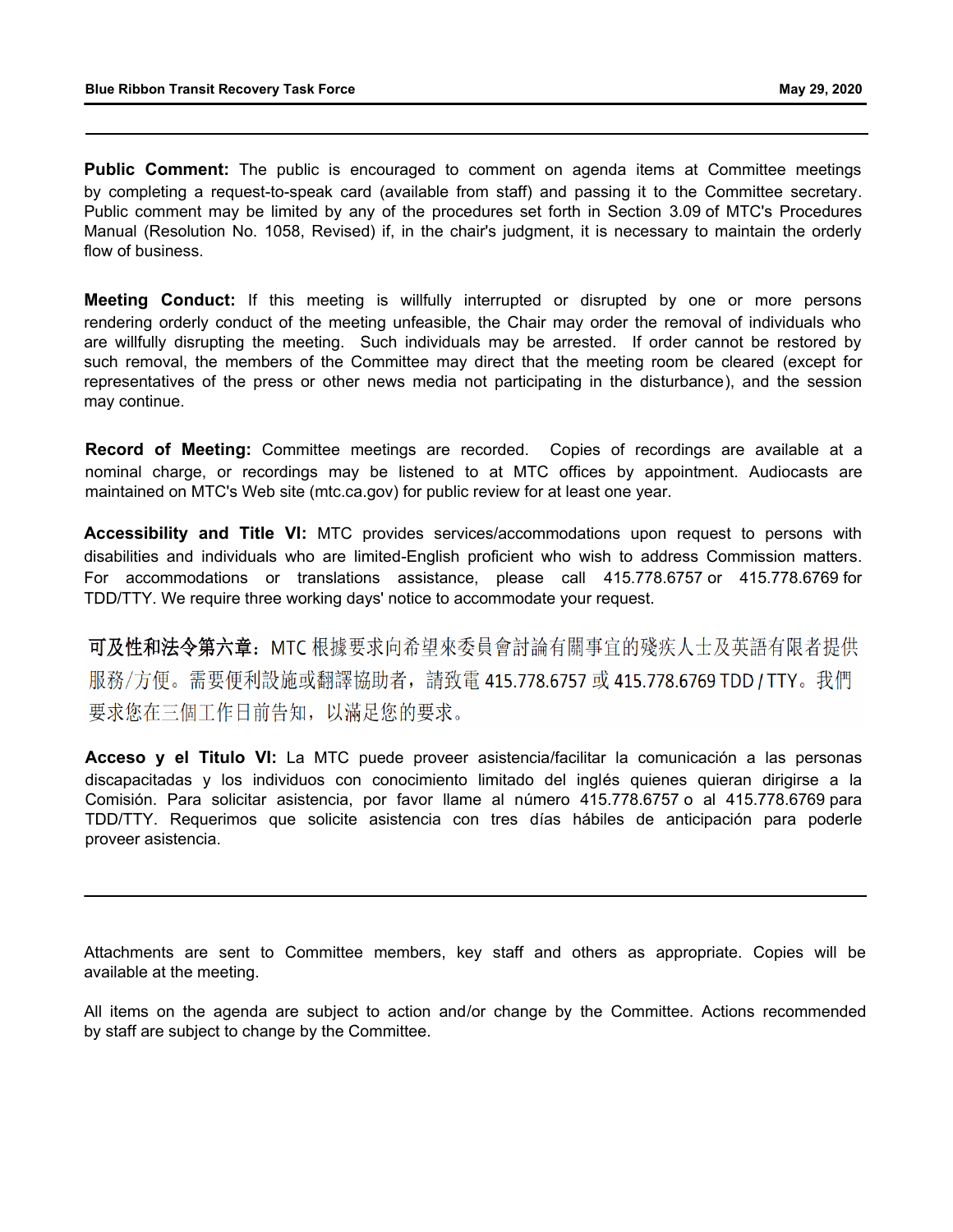**Public Comment:** The public is encouraged to comment on agenda items at Committee meetings by completing a request-to-speak card (available from staff) and passing it to the Committee secretary. Public comment may be limited by any of the procedures set forth in Section 3.09 of MTC's Procedures Manual (Resolution No. 1058, Revised) if, in the chair's judgment, it is necessary to maintain the orderly flow of business.

**Meeting Conduct:** If this meeting is willfully interrupted or disrupted by one or more persons rendering orderly conduct of the meeting unfeasible, the Chair may order the removal of individuals who are willfully disrupting the meeting. Such individuals may be arrested. If order cannot be restored by such removal, the members of the Committee may direct that the meeting room be cleared (except for representatives of the press or other news media not participating in the disturbance), and the session may continue.

**Record of Meeting:** Committee meetings are recorded. Copies of recordings are available at a nominal charge, or recordings may be listened to at MTC offices by appointment. Audiocasts are maintained on MTC's Web site (mtc.ca.gov) for public review for at least one year.

**Accessibility and Title VI:** MTC provides services/accommodations upon request to persons with disabilities and individuals who are limited-English proficient who wish to address Commission matters. For accommodations or translations assistance, please call 415.778.6757 or 415.778.6769 for TDD/TTY. We require three working days' notice to accommodate your request.

**可及性和法令第六章**：MTC 根據要求向希望來委員會討論有關事宜的殘疾人士及英語有限者提供服務/方便。需要便利設施或翻譯協助者，請致電 415.778.6757 或 415.778.6769 TDD / TTY。我們要求您在三個工作日前告知，以滿足您的要求。

**Acceso y el Titulo VI:** La MTC puede proveer asistencia/facilitar la comunicación a las personas discapacitadas y los individuos con conocimiento limitado del inglés quienes quieran dirigirse a la Comisión. Para solicitar asistencia, por favor llame al número 415.778.6757 o al 415.778.6769 para TDD/TTY. Requerimos que solicite asistencia con tres días hábiles de anticipación para poderle proveer asistencia.

---

Attachments are sent to Committee members, key staff and others as appropriate. Copies will be available at the meeting.

All items on the agenda are subject to action and/or change by the Committee. Actions recommended by staff are subject to change by the Committee.